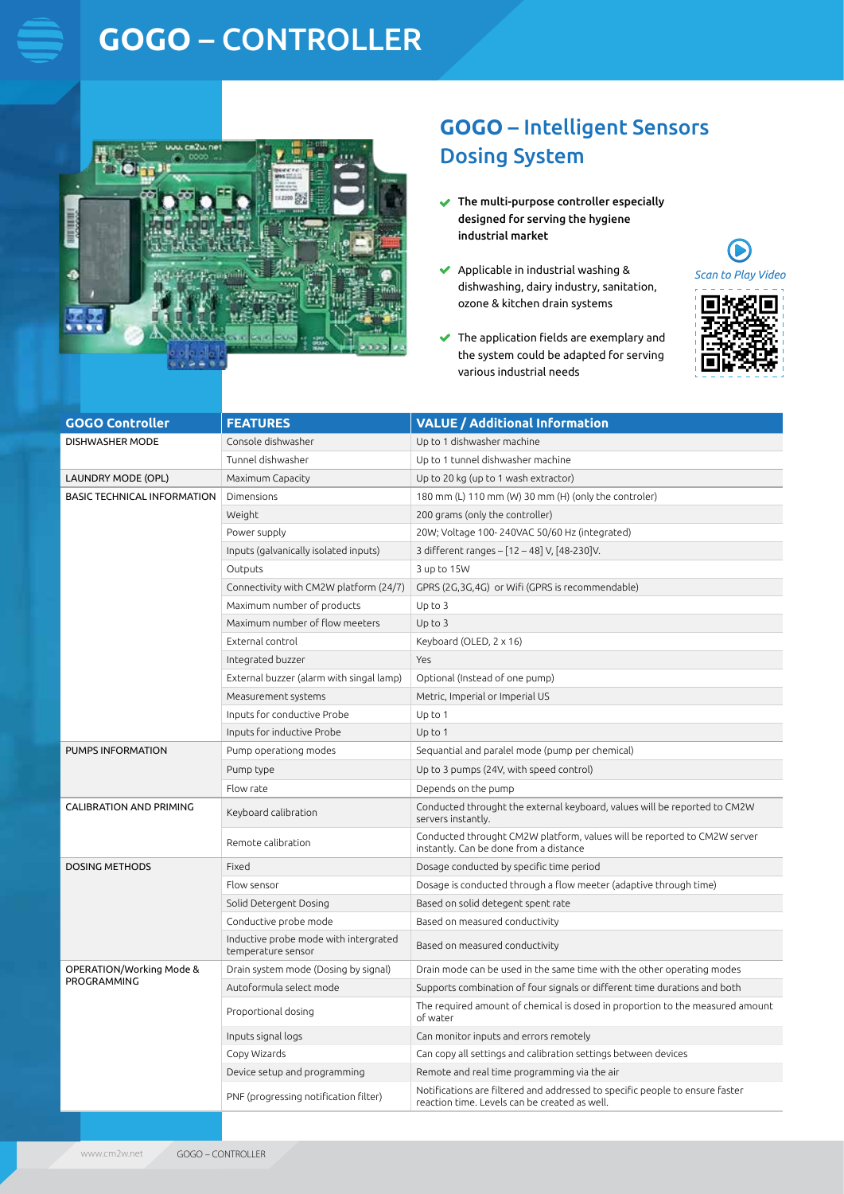# GOGO – CONTROLLER

## GOGO – Intelligent Sensors Dosing System

- **The multi-purpose controller especially designed for serving the hygiene industrial market**
- Applicable in industrial washing & dishwashing, dairy industry, sanitation, ozone & kitchen drain systems
- The application fields are exemplary and the system could be adapted for serving various industrial needs

*Scan to Play Video*

| GOGO Controller | FEATURES | VALUE / Additional Information |
|---|---|---|
| DISHWASHER MODE | Console dishwasher | Up to 1 dishwasher machine |
| | Tunnel dishwasher | Up to 1 tunnel dishwasher machine |
| LAUNDRY MODE (OPL) | Maximum Capacity | Up to 20 kg (up to 1 wash extractor) |
| BASIC TECHNICAL INFORMATION | Dimensions | 180 mm (L) 110 mm (W) 30 mm (H) (only the controler) |
| | Weight | 200 grams (only the controller) |
| | Power supply | 20W; Voltage 100- 240VAC 50/60 Hz (integrated) |
| | Inputs (galvanically isolated inputs) | 3 different ranges – [12 – 48] V, [48-230]V. |
| | Outputs | 3 up to 15W |
| | Connectivity with CM2W platform (24/7) | GPRS (2G,3G,4G) or Wifi (GPRS is recommendable) |
| | Maximum number of products | Up to 3 |
| | Maximum number of flow meeters | Up to 3 |
| | External control | Keyboard (OLED, 2 x 16) |
| | Integrated buzzer | Yes |
| | External buzzer (alarm with singal lamp) | Optional (Instead of one pump) |
| | Measurement systems | Metric, Imperial or Imperial US |
| | Inputs for conductive Probe | Up to 1 |
| | Inputs for inductive Probe | Up to 1 |
| PUMPS INFORMATION | Pump operationg modes | Sequantial and paralel mode (pump per chemical) |
| | Pump type | Up to 3 pumps (24V, with speed control) |
| | Flow rate | Depends on the pump |
| CALIBRATION AND PRIMING | Keyboard calibration | Conducted throught the external keyboard, values will be reported to CM2W servers instantly. |
| | Remote calibration | Conducted throught CM2W platform, values will be reported to CM2W server instantly. Can be done from a distance |
| DOSING METHODS | Fixed | Dosage conducted by specific time period |
| | Flow sensor | Dosage is conducted through a flow meeter (adaptive through time) |
| | Solid Detergent Dosing | Based on solid detegent spent rate |
| | Conductive probe mode | Based on measured conductivity |
| | Inductive probe mode with intergrated temperature sensor | Based on measured conductivity |
| OPERATION/Working Mode & PROGRAMMING | Drain system mode (Dosing by signal) | Drain mode can be used in the same time with the other operating modes |
| | Autoformula select mode | Supports combination of four signals or different time durations and both |
| | Proportional dosing | The required amount of chemical is dosed in proportion to the measured amount of water |
| | Inputs signal logs | Can monitor inputs and errors remotely |
| | Copy Wizards | Can copy all settings and calibration settings between devices |
| | Device setup and programming | Remote and real time programming via the air |
| | PNF (progressing notification filter) | Notifications are filtered and addressed to specific people to ensure faster reaction time. Levels can be created as well. |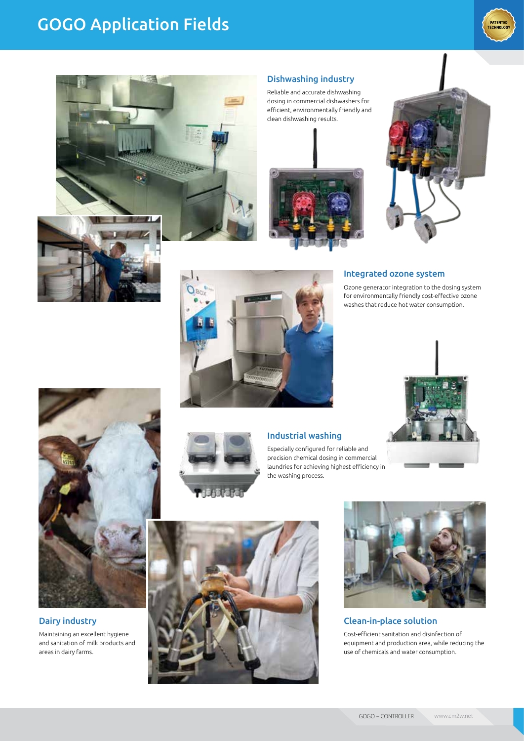# GOGO Application Fields

## Dishwashing industry

Reliable and accurate dishwashing dosing in commercial dishwashers for efficient, environmentally friendly and clean dishwashing results.

## Integrated ozone system

Ozone generator integration to the dosing system for environmentally friendly cost-effective ozone washes that reduce hot water consumption.

## Industrial washing

Especially configured for reliable and precision chemical dosing in commercial laundries for achieving highest efficiency in the washing process.

## Dairy industry

Maintaining an excellent hygiene and sanitation of milk products and areas in dairy farms.

## Clean-in-place solution

Cost-efficient sanitation and disinfection of equipment and production area, while reducing the use of chemicals and water consumption.